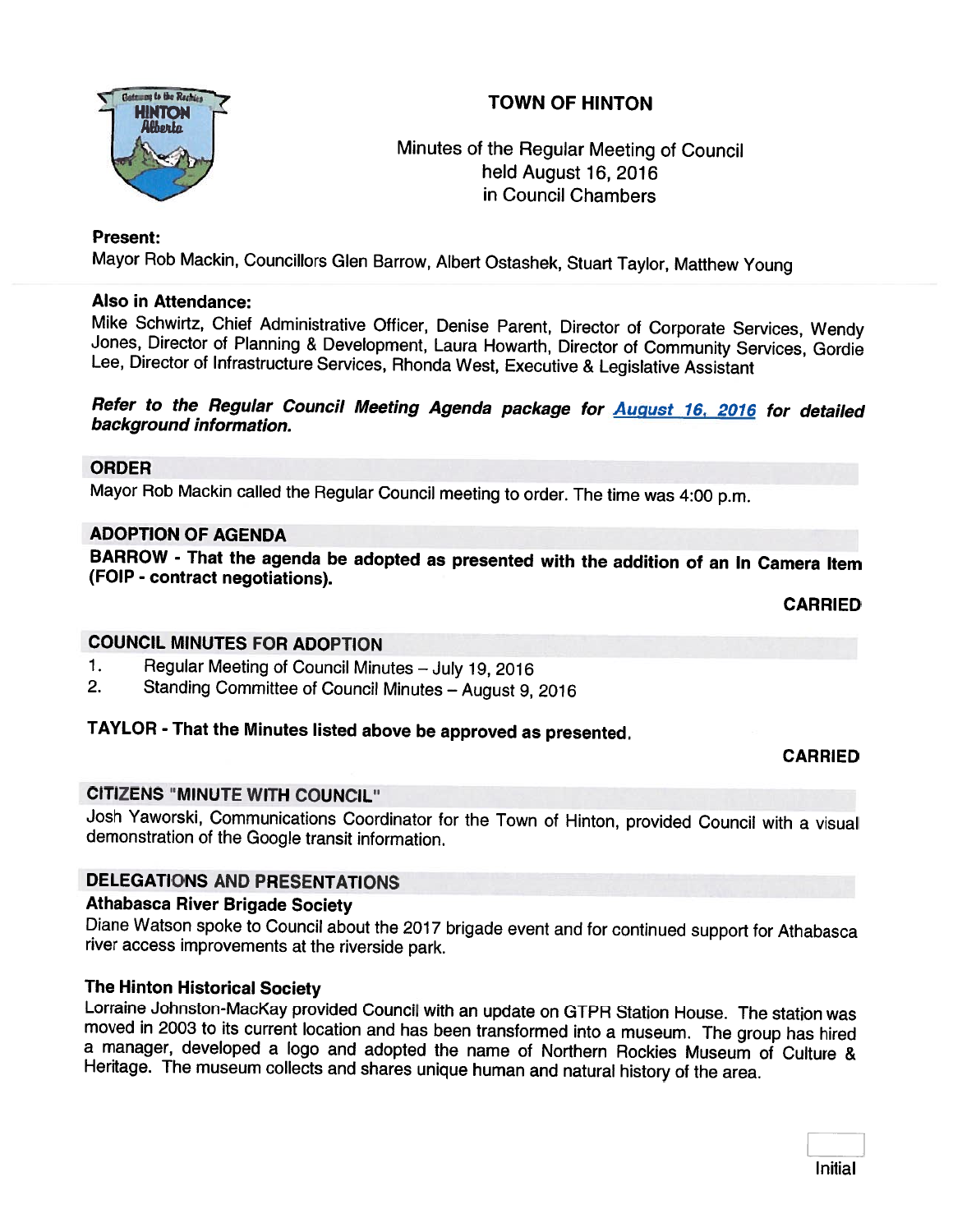# TOWN OF HINTON

Minutes of the Regular Meeting of Council
held August 16, 2016
in Council Chambers

**Present:**
Mayor Rob Mackin, Councillors Glen Barrow, Albert Ostashek, Stuart Taylor, Matthew Young

**Also in Attendance:**
Mike Schwirtz, Chief Administrative Officer, Denise Parent, Director of Corporate Services, Wendy Jones, Director of Planning & Development, Laura Howarth, Director of Community Services, Gordie Lee, Director of Infrastructure Services, Rhonda West, Executive & Legislative Assistant

***Refer to the Regular Council Meeting Agenda package for August 16, 2016 for detailed background information.***

## ORDER

Mayor Rob Mackin called the Regular Council meeting to order. The time was 4:00 p.m.

## ADOPTION OF AGENDA

**BARROW - That the agenda be adopted as presented with the addition of an In Camera Item (FOIP - contract negotiations).**

**CARRIED**

## COUNCIL MINUTES FOR ADOPTION

1. Regular Meeting of Council Minutes – July 19, 2016
2. Standing Committee of Council Minutes – August 9, 2016

**TAYLOR - That the Minutes listed above be approved as presented.**

**CARRIED**

## CITIZENS "MINUTE WITH COUNCIL"

Josh Yaworski, Communications Coordinator for the Town of Hinton, provided Council with a visual demonstration of the Google transit information.

## DELEGATIONS AND PRESENTATIONS

### Athabasca River Brigade Society

Diane Watson spoke to Council about the 2017 brigade event and for continued support for Athabasca river access improvements at the riverside park.

### The Hinton Historical Society

Lorraine Johnston-MacKay provided Council with an update on GTPR Station House. The station was moved in 2003 to its current location and has been transformed into a museum. The group has hired a manager, developed a logo and adopted the name of Northern Rockies Museum of Culture & Heritage. The museum collects and shares unique human and natural history of the area.

Initial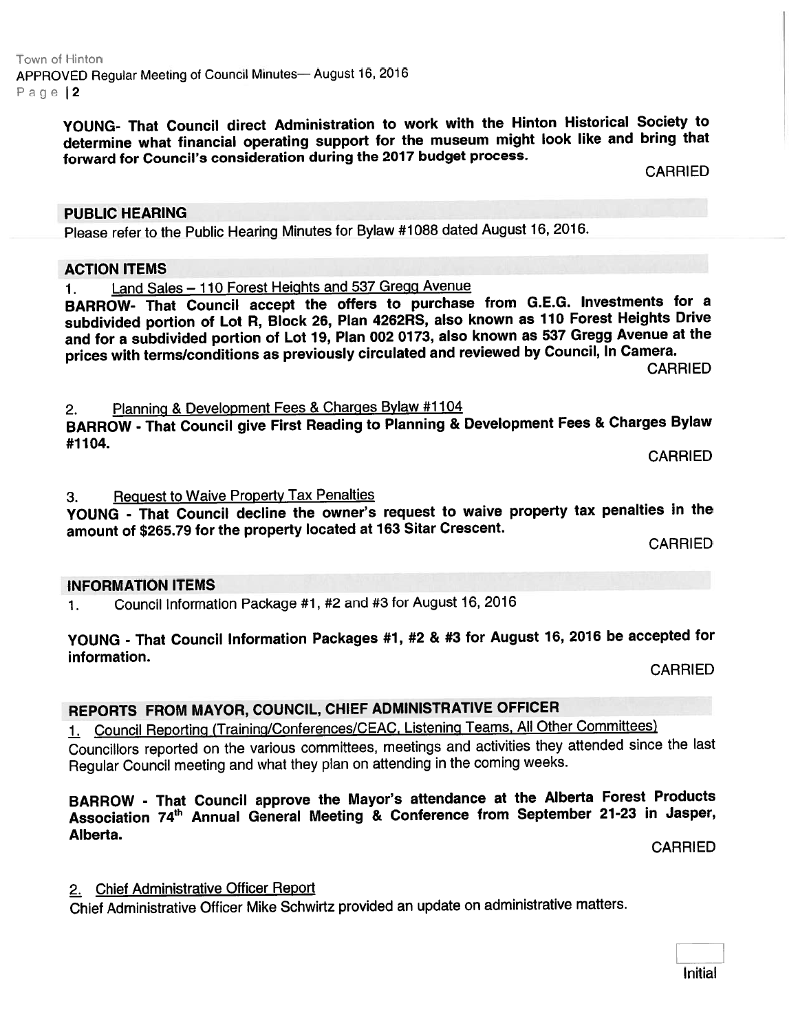YOUNG- That Council direct Administration to work with the Hinton Historical Society to determine what financial operating support for the museum might look like and bring that forward for Council's consideration during the 2017 budget process.

CARRIED

## PUBLIC HEARING

Please refer to the Public Hearing Minutes for Bylaw #1088 dated August 16, 2016.

## ACTION ITEMS

1. Land Sales – 110 Forest Heights and 537 Gregg Avenue

**BARROW- That Council accept the offers to purchase from G.E.G. Investments for a subdivided portion of Lot R, Block 26, Plan 4262RS, also known as 110 Forest Heights Drive and for a subdivided portion of Lot 19, Plan 002 0173, also known as 537 Gregg Avenue at the prices with terms/conditions as previously circulated and reviewed by Council, In Camera.**

CARRIED

2. Planning & Development Fees & Charges Bylaw #1104

**BARROW - That Council give First Reading to Planning & Development Fees & Charges Bylaw #1104.**

CARRIED

3. Request to Waive Property Tax Penalties

**YOUNG - That Council decline the owner's request to waive property tax penalties in the amount of $265.79 for the property located at 163 Sitar Crescent.**

CARRIED

## INFORMATION ITEMS

1. Council Information Package #1, #2 and #3 for August 16, 2016

**YOUNG - That Council Information Packages #1, #2 & #3 for August 16, 2016 be accepted for information.**

CARRIED

## REPORTS FROM MAYOR, COUNCIL, CHIEF ADMINISTRATIVE OFFICER

1. Council Reporting (Training/Conferences/CEAC, Listening Teams, All Other Committees)

Councillors reported on the various committees, meetings and activities they attended since the last Regular Council meeting and what they plan on attending in the coming weeks.

**BARROW - That Council approve the Mayor's attendance at the Alberta Forest Products Association 74th Annual General Meeting & Conference from September 21-23 in Jasper, Alberta.**

CARRIED

2. Chief Administrative Officer Report

Chief Administrative Officer Mike Schwirtz provided an update on administrative matters.

Initial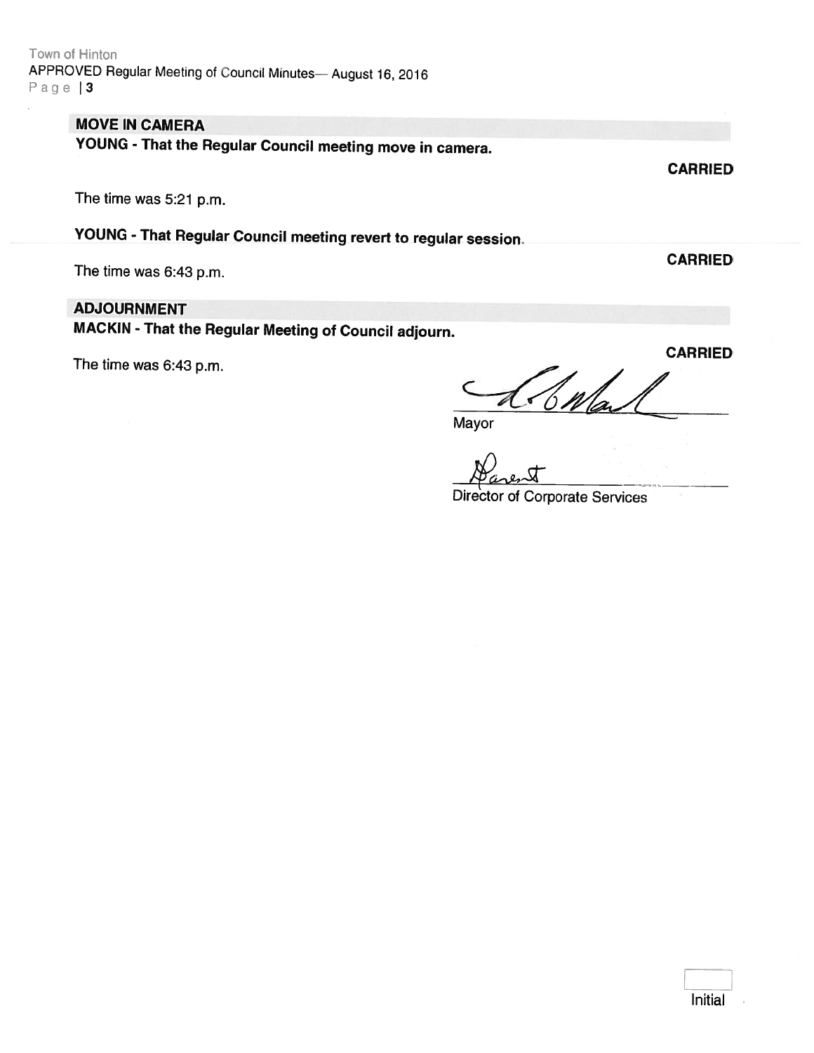## MOVE IN CAMERA

**YOUNG - That the Regular Council meeting move in camera.**

**CARRIED**

The time was 5:21 p.m.

**YOUNG - That Regular Council meeting revert to regular session.**

**CARRIED**

The time was 6:43 p.m.

## ADJOURNMENT

**MACKIN - That the Regular Meeting of Council adjourn.**

**CARRIED**

The time was 6:43 p.m.

Mayor

Director of Corporate Services

Initial